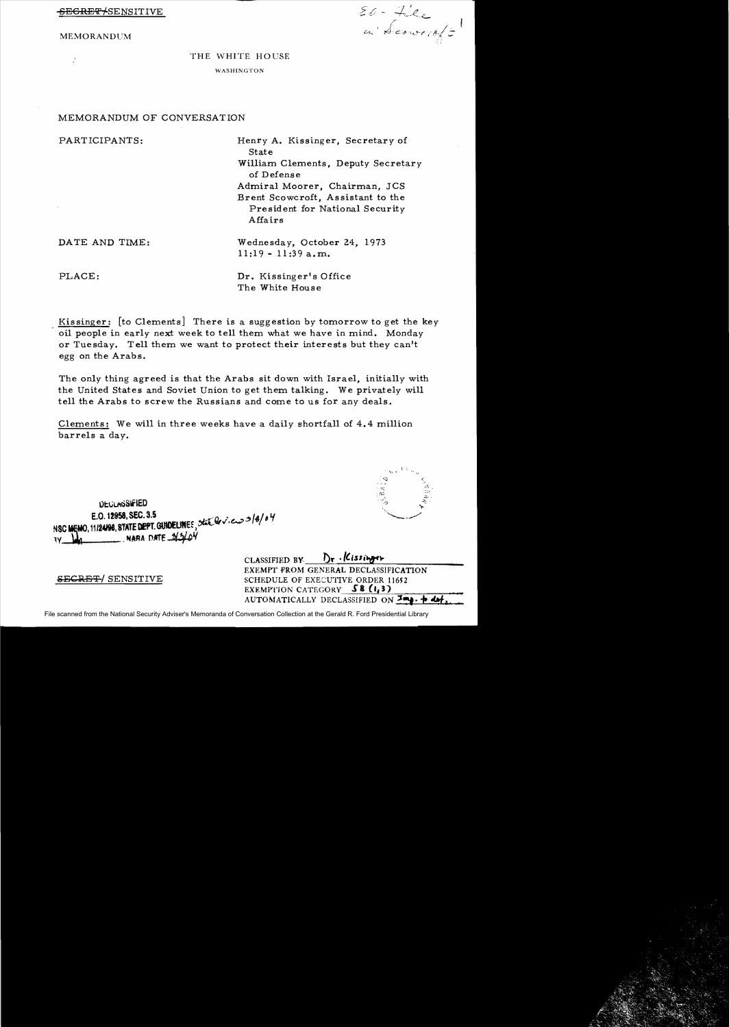~~SECRET~~/SENSITIVE

MEMORANDUM

SC - File
in Scowcroft

THE WHITE HOUSE

WASHINGTON

MEMORANDUM OF CONVERSATION

PARTICIPANTS:

Henry A. Kissinger, Secretary of State
William Clements, Deputy Secretary of Defense
Admiral Moorer, Chairman, JCS
Brent Scowcroft, Assistant to the President for National Security Affairs

DATE AND TIME:

Wednesday, October 24, 1973
11:19 - 11:39 a.m.

PLACE:

Dr. Kissinger's Office
The White House

Kissinger: [to Clements] There is a suggestion by tomorrow to get the key oil people in early next week to tell them what we have in mind. Monday or Tuesday. Tell them we want to protect their interests but they can't egg on the Arabs.

The only thing agreed is that the Arabs sit down with Israel, initially with the United States and Soviet Union to get them talking. We privately will tell the Arabs to screw the Russians and come to us for any deals.

Clements: We will in three weeks have a daily shortfall of 4.4 million barrels a day.

DECLASSIFIED
E.O. 12958, SEC. 3.5
NSC MEMO, 11/24/98, STATE DEPT. GUIDELINES State Review 3/8/04
BY ____ NARA DATE 3/3/04

~~SECRET~~/ SENSITIVE

CLASSIFIED BY Dr. Kissinger
EXEMPT FROM GENERAL DECLASSIFICATION
SCHEDULE OF EXECUTIVE ORDER 11652
EXEMPTION CATEGORY 5B (1,3)
AUTOMATICALLY DECLASSIFIED ON Imp. to det.

File scanned from the National Security Adviser's Memoranda of Conversation Collection at the Gerald R. Ford Presidential Library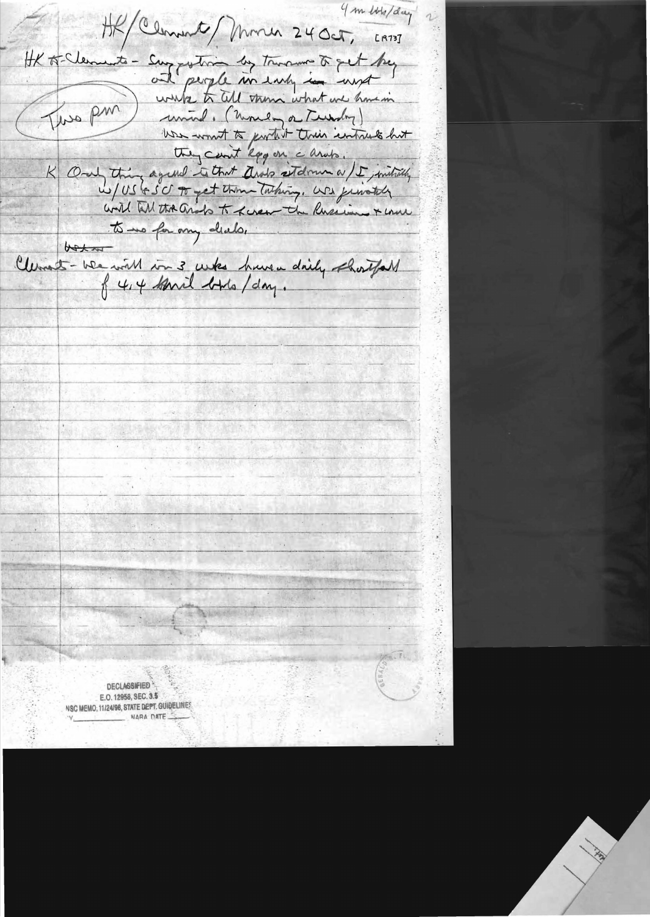4 mil bbls/day

HK/Clements/Moorer 24 Oct, [1973]

HK to Clements – Suggestion by Treasury to get key oil people in early in next week to tell them what we have in mind. (Monday or Tuesday)

Two pm

We want to protect their interests but they can't egg on c Arabs.

K Only thing agreed to that Arabs sitdown w/I, initially w/US & SU to get them talking. We privately will tell the Arabs to screw the Russians & come to us for any deals.

~~Wetzel~~

Clements – We will in 3 wks have a daily shortfall of 4.4 Mil bbls/day.

DECLASSIFIED
E.O. 12958, SEC. 3.5
NSC MEMO, 11/24/98, STATE DEPT. GUIDELINES
BY \_\_\_\_\_\_\_\_ NARA DATE \_\_\_\_\_\_